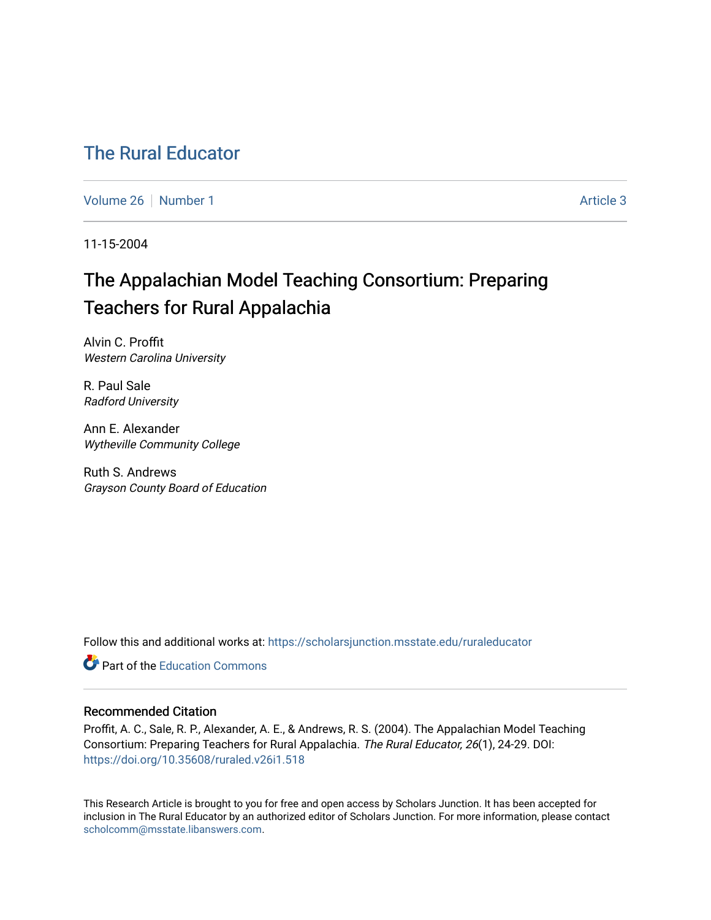# The Rural Educator

Volume 26 | Number 1 | Article 3

11-15-2004

## The Appalachian Model Teaching Consortium: Preparing Teachers for Rural Appalachia

Alvin C. Proffit
*Western Carolina University*

R. Paul Sale
*Radford University*

Ann E. Alexander
*Wytheville Community College*

Ruth S. Andrews
*Grayson County Board of Education*

Follow this and additional works at: https://scholarsjunction.msstate.edu/ruraleducator

Part of the Education Commons

### Recommended Citation

Proffit, A. C., Sale, R. P., Alexander, A. E., & Andrews, R. S. (2004). The Appalachian Model Teaching Consortium: Preparing Teachers for Rural Appalachia. *The Rural Educator, 26*(1), 24-29. DOI: https://doi.org/10.35608/ruraled.v26i1.518

This Research Article is brought to you for free and open access by Scholars Junction. It has been accepted for inclusion in The Rural Educator by an authorized editor of Scholars Junction. For more information, please contact scholcomm@msstate.libanswers.com.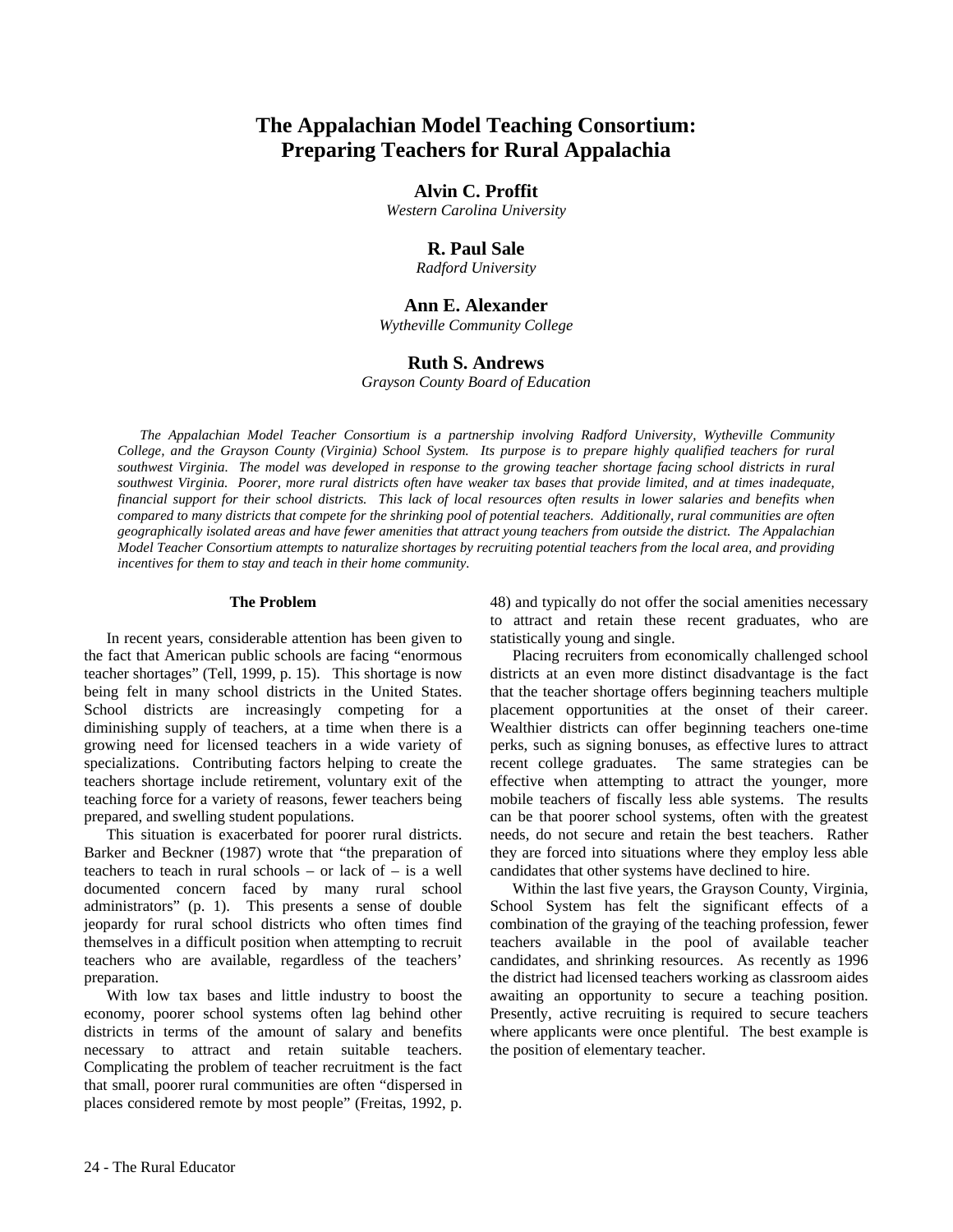# The Appalachian Model Teaching Consortium: Preparing Teachers for Rural Appalachia

**Alvin C. Proffit**
*Western Carolina University*

**R. Paul Sale**
*Radford University*

**Ann E. Alexander**
*Wytheville Community College*

**Ruth S. Andrews**
*Grayson County Board of Education*

*The Appalachian Model Teacher Consortium is a partnership involving Radford University, Wytheville Community College, and the Grayson County (Virginia) School System. Its purpose is to prepare highly qualified teachers for rural southwest Virginia. The model was developed in response to the growing teacher shortage facing school districts in rural southwest Virginia. Poorer, more rural districts often have weaker tax bases that provide limited, and at times inadequate, financial support for their school districts. This lack of local resources often results in lower salaries and benefits when compared to many districts that compete for the shrinking pool of potential teachers. Additionally, rural communities are often geographically isolated areas and have fewer amenities that attract young teachers from outside the district. The Appalachian Model Teacher Consortium attempts to naturalize shortages by recruiting potential teachers from the local area, and providing incentives for them to stay and teach in their home community.*

## The Problem

In recent years, considerable attention has been given to the fact that American public schools are facing "enormous teacher shortages" (Tell, 1999, p. 15). This shortage is now being felt in many school districts in the United States. School districts are increasingly competing for a diminishing supply of teachers, at a time when there is a growing need for licensed teachers in a wide variety of specializations. Contributing factors helping to create the teachers shortage include retirement, voluntary exit of the teaching force for a variety of reasons, fewer teachers being prepared, and swelling student populations.

This situation is exacerbated for poorer rural districts. Barker and Beckner (1987) wrote that "the preparation of teachers to teach in rural schools – or lack of – is a well documented concern faced by many rural school administrators" (p. 1). This presents a sense of double jeopardy for rural school districts who often times find themselves in a difficult position when attempting to recruit teachers who are available, regardless of the teachers' preparation.

With low tax bases and little industry to boost the economy, poorer school systems often lag behind other districts in terms of the amount of salary and benefits necessary to attract and retain suitable teachers. Complicating the problem of teacher recruitment is the fact that small, poorer rural communities are often "dispersed in places considered remote by most people" (Freitas, 1992, p. 48) and typically do not offer the social amenities necessary to attract and retain these recent graduates, who are statistically young and single.

Placing recruiters from economically challenged school districts at an even more distinct disadvantage is the fact that the teacher shortage offers beginning teachers multiple placement opportunities at the onset of their career. Wealthier districts can offer beginning teachers one-time perks, such as signing bonuses, as effective lures to attract recent college graduates. The same strategies can be effective when attempting to attract the younger, more mobile teachers of fiscally less able systems. The results can be that poorer school systems, often with the greatest needs, do not secure and retain the best teachers. Rather they are forced into situations where they employ less able candidates that other systems have declined to hire.

Within the last five years, the Grayson County, Virginia, School System has felt the significant effects of a combination of the graying of the teaching profession, fewer teachers available in the pool of available teacher candidates, and shrinking resources. As recently as 1996 the district had licensed teachers working as classroom aides awaiting an opportunity to secure a teaching position. Presently, active recruiting is required to secure teachers where applicants were once plentiful. The best example is the position of elementary teacher.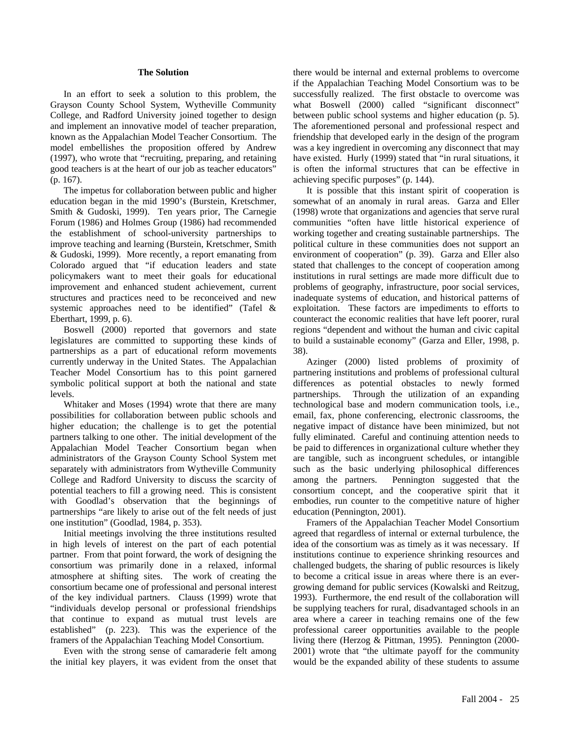### The Solution

In an effort to seek a solution to this problem, the Grayson County School System, Wytheville Community College, and Radford University joined together to design and implement an innovative model of teacher preparation, known as the Appalachian Model Teacher Consortium. The model embellishes the proposition offered by Andrew (1997), who wrote that "recruiting, preparing, and retaining good teachers is at the heart of our job as teacher educators" (p. 167).

The impetus for collaboration between public and higher education began in the mid 1990's (Burstein, Kretschmer, Smith & Gudoski, 1999). Ten years prior, The Carnegie Forum (1986) and Holmes Group (1986) had recommended the establishment of school-university partnerships to improve teaching and learning (Burstein, Kretschmer, Smith & Gudoski, 1999). More recently, a report emanating from Colorado argued that "if education leaders and state policymakers want to meet their goals for educational improvement and enhanced student achievement, current structures and practices need to be reconceived and new systemic approaches need to be identified" (Tafel & Eberthart, 1999, p. 6).

Boswell (2000) reported that governors and state legislatures are committed to supporting these kinds of partnerships as a part of educational reform movements currently underway in the United States. The Appalachian Teacher Model Consortium has to this point garnered symbolic political support at both the national and state levels.

Whitaker and Moses (1994) wrote that there are many possibilities for collaboration between public schools and higher education; the challenge is to get the potential partners talking to one other. The initial development of the Appalachian Model Teacher Consortium began when administrators of the Grayson County School System met separately with administrators from Wytheville Community College and Radford University to discuss the scarcity of potential teachers to fill a growing need. This is consistent with Goodlad's observation that the beginnings of partnerships "are likely to arise out of the felt needs of just one institution" (Goodlad, 1984, p. 353).

Initial meetings involving the three institutions resulted in high levels of interest on the part of each potential partner. From that point forward, the work of designing the consortium was primarily done in a relaxed, informal atmosphere at shifting sites. The work of creating the consortium became one of professional and personal interest of the key individual partners. Clauss (1999) wrote that "individuals develop personal or professional friendships that continue to expand as mutual trust levels are established" (p. 223). This was the experience of the framers of the Appalachian Teaching Model Consortium.

Even with the strong sense of camaraderie felt among the initial key players, it was evident from the onset that there would be internal and external problems to overcome if the Appalachian Teaching Model Consortium was to be successfully realized. The first obstacle to overcome was what Boswell (2000) called "significant disconnect" between public school systems and higher education (p. 5). The aforementioned personal and professional respect and friendship that developed early in the design of the program was a key ingredient in overcoming any disconnect that may have existed. Hurly (1999) stated that "in rural situations, it is often the informal structures that can be effective in achieving specific purposes" (p. 144).

It is possible that this instant spirit of cooperation is somewhat of an anomaly in rural areas. Garza and Eller (1998) wrote that organizations and agencies that serve rural communities "often have little historical experience of working together and creating sustainable partnerships. The political culture in these communities does not support an environment of cooperation" (p. 39). Garza and Eller also stated that challenges to the concept of cooperation among institutions in rural settings are made more difficult due to problems of geography, infrastructure, poor social services, inadequate systems of education, and historical patterns of exploitation. These factors are impediments to efforts to counteract the economic realities that have left poorer, rural regions "dependent and without the human and civic capital to build a sustainable economy" (Garza and Eller, 1998, p. 38).

Azinger (2000) listed problems of proximity of partnering institutions and problems of professional cultural differences as potential obstacles to newly formed partnerships. Through the utilization of an expanding technological base and modern communication tools, i.e., email, fax, phone conferencing, electronic classrooms, the negative impact of distance have been minimized, but not fully eliminated. Careful and continuing attention needs to be paid to differences in organizational culture whether they are tangible, such as incongruent schedules, or intangible such as the basic underlying philosophical differences among the partners. Pennington suggested that the consortium concept, and the cooperative spirit that it embodies, run counter to the competitive nature of higher education (Pennington, 2001).

Framers of the Appalachian Teacher Model Consortium agreed that regardless of internal or external turbulence, the idea of the consortium was as timely as it was necessary. If institutions continue to experience shrinking resources and challenged budgets, the sharing of public resources is likely to become a critical issue in areas where there is an ever-growing demand for public services (Kowalski and Reitzug, 1993). Furthermore, the end result of the collaboration will be supplying teachers for rural, disadvantaged schools in an area where a career in teaching remains one of the few professional career opportunities available to the people living there (Herzog & Pittman, 1995). Pennington (2000-2001) wrote that "the ultimate payoff for the community would be the expanded ability of these students to assume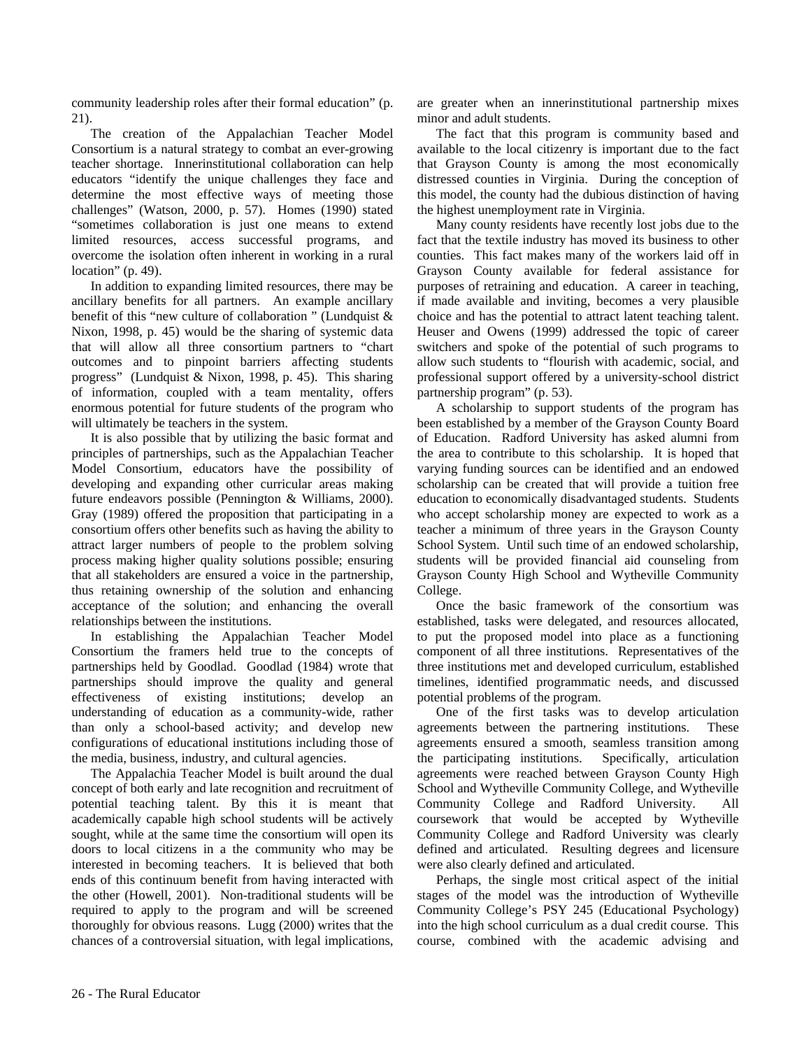community leadership roles after their formal education" (p. 21).

The creation of the Appalachian Teacher Model Consortium is a natural strategy to combat an ever-growing teacher shortage. Innerinstitutional collaboration can help educators "identify the unique challenges they face and determine the most effective ways of meeting those challenges" (Watson, 2000, p. 57). Homes (1990) stated "sometimes collaboration is just one means to extend limited resources, access successful programs, and overcome the isolation often inherent in working in a rural location" (p. 49).

In addition to expanding limited resources, there may be ancillary benefits for all partners. An example ancillary benefit of this "new culture of collaboration " (Lundquist & Nixon, 1998, p. 45) would be the sharing of systemic data that will allow all three consortium partners to "chart outcomes and to pinpoint barriers affecting students progress" (Lundquist & Nixon, 1998, p. 45). This sharing of information, coupled with a team mentality, offers enormous potential for future students of the program who will ultimately be teachers in the system.

It is also possible that by utilizing the basic format and principles of partnerships, such as the Appalachian Teacher Model Consortium, educators have the possibility of developing and expanding other curricular areas making future endeavors possible (Pennington & Williams, 2000). Gray (1989) offered the proposition that participating in a consortium offers other benefits such as having the ability to attract larger numbers of people to the problem solving process making higher quality solutions possible; ensuring that all stakeholders are ensured a voice in the partnership, thus retaining ownership of the solution and enhancing acceptance of the solution; and enhancing the overall relationships between the institutions.

In establishing the Appalachian Teacher Model Consortium the framers held true to the concepts of partnerships held by Goodlad. Goodlad (1984) wrote that partnerships should improve the quality and general effectiveness of existing institutions; develop an understanding of education as a community-wide, rather than only a school-based activity; and develop new configurations of educational institutions including those of the media, business, industry, and cultural agencies.

The Appalachia Teacher Model is built around the dual concept of both early and late recognition and recruitment of potential teaching talent. By this it is meant that academically capable high school students will be actively sought, while at the same time the consortium will open its doors to local citizens in a the community who may be interested in becoming teachers. It is believed that both ends of this continuum benefit from having interacted with the other (Howell, 2001). Non-traditional students will be required to apply to the program and will be screened thoroughly for obvious reasons. Lugg (2000) writes that the chances of a controversial situation, with legal implications, are greater when an innerinstitutional partnership mixes minor and adult students.

The fact that this program is community based and available to the local citizenry is important due to the fact that Grayson County is among the most economically distressed counties in Virginia. During the conception of this model, the county had the dubious distinction of having the highest unemployment rate in Virginia.

Many county residents have recently lost jobs due to the fact that the textile industry has moved its business to other counties. This fact makes many of the workers laid off in Grayson County available for federal assistance for purposes of retraining and education. A career in teaching, if made available and inviting, becomes a very plausible choice and has the potential to attract latent teaching talent. Heuser and Owens (1999) addressed the topic of career switchers and spoke of the potential of such programs to allow such students to "flourish with academic, social, and professional support offered by a university-school district partnership program" (p. 53).

A scholarship to support students of the program has been established by a member of the Grayson County Board of Education. Radford University has asked alumni from the area to contribute to this scholarship. It is hoped that varying funding sources can be identified and an endowed scholarship can be created that will provide a tuition free education to economically disadvantaged students. Students who accept scholarship money are expected to work as a teacher a minimum of three years in the Grayson County School System. Until such time of an endowed scholarship, students will be provided financial aid counseling from Grayson County High School and Wytheville Community College.

Once the basic framework of the consortium was established, tasks were delegated, and resources allocated, to put the proposed model into place as a functioning component of all three institutions. Representatives of the three institutions met and developed curriculum, established timelines, identified programmatic needs, and discussed potential problems of the program.

One of the first tasks was to develop articulation agreements between the partnering institutions. These agreements ensured a smooth, seamless transition among the participating institutions. Specifically, articulation agreements were reached between Grayson County High School and Wytheville Community College, and Wytheville Community College and Radford University. All coursework that would be accepted by Wytheville Community College and Radford University was clearly defined and articulated. Resulting degrees and licensure were also clearly defined and articulated.

Perhaps, the single most critical aspect of the initial stages of the model was the introduction of Wytheville Community College's PSY 245 (Educational Psychology) into the high school curriculum as a dual credit course. This course, combined with the academic advising and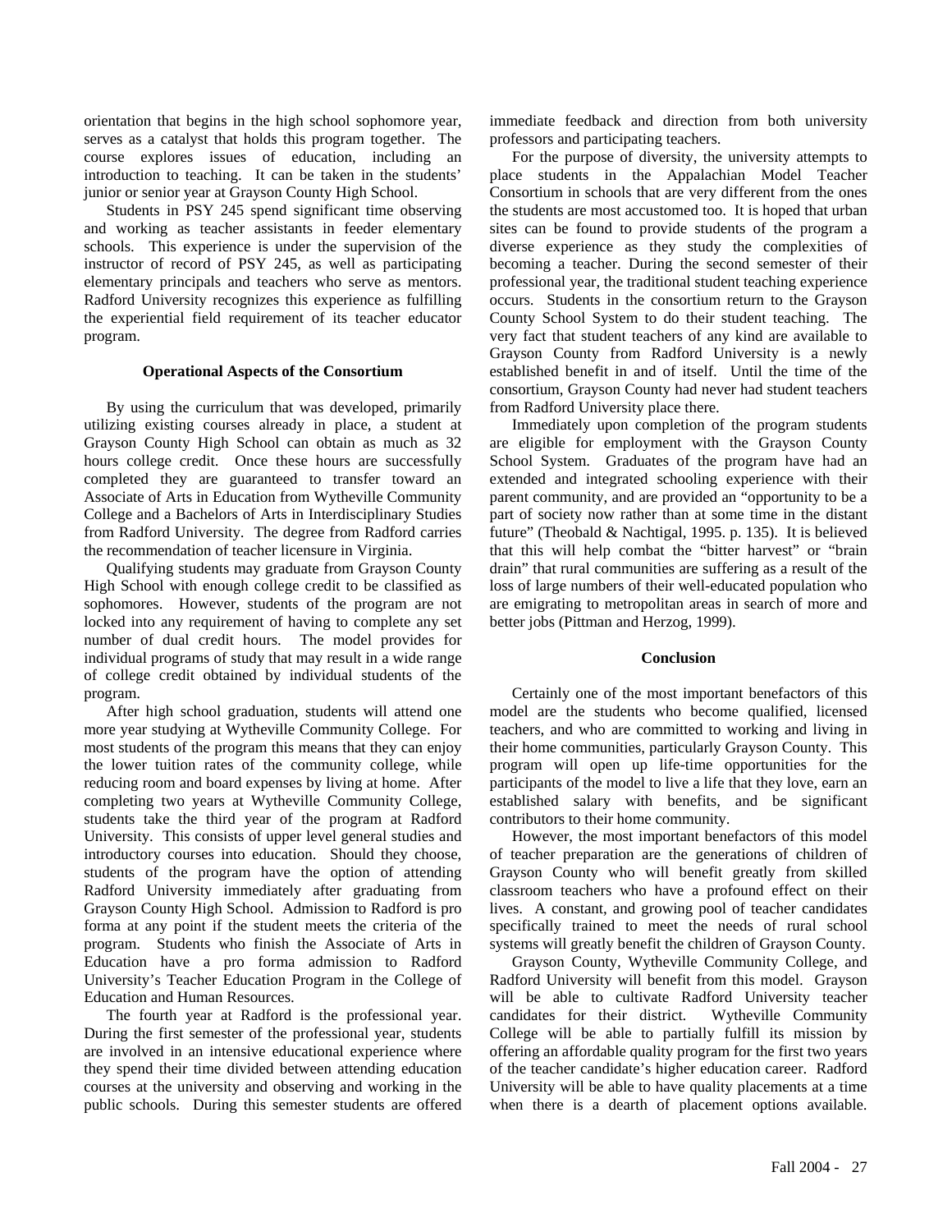orientation that begins in the high school sophomore year, serves as a catalyst that holds this program together. The course explores issues of education, including an introduction to teaching. It can be taken in the students' junior or senior year at Grayson County High School.

Students in PSY 245 spend significant time observing and working as teacher assistants in feeder elementary schools. This experience is under the supervision of the instructor of record of PSY 245, as well as participating elementary principals and teachers who serve as mentors. Radford University recognizes this experience as fulfilling the experiential field requirement of its teacher educator program.

**Operational Aspects of the Consortium**

By using the curriculum that was developed, primarily utilizing existing courses already in place, a student at Grayson County High School can obtain as much as 32 hours college credit. Once these hours are successfully completed they are guaranteed to transfer toward an Associate of Arts in Education from Wytheville Community College and a Bachelors of Arts in Interdisciplinary Studies from Radford University. The degree from Radford carries the recommendation of teacher licensure in Virginia.

Qualifying students may graduate from Grayson County High School with enough college credit to be classified as sophomores. However, students of the program are not locked into any requirement of having to complete any set number of dual credit hours. The model provides for individual programs of study that may result in a wide range of college credit obtained by individual students of the program.

After high school graduation, students will attend one more year studying at Wytheville Community College. For most students of the program this means that they can enjoy the lower tuition rates of the community college, while reducing room and board expenses by living at home. After completing two years at Wytheville Community College, students take the third year of the program at Radford University. This consists of upper level general studies and introductory courses into education. Should they choose, students of the program have the option of attending Radford University immediately after graduating from Grayson County High School. Admission to Radford is pro forma at any point if the student meets the criteria of the program. Students who finish the Associate of Arts in Education have a pro forma admission to Radford University's Teacher Education Program in the College of Education and Human Resources.

The fourth year at Radford is the professional year. During the first semester of the professional year, students are involved in an intensive educational experience where they spend their time divided between attending education courses at the university and observing and working in the public schools. During this semester students are offered immediate feedback and direction from both university professors and participating teachers.

For the purpose of diversity, the university attempts to place students in the Appalachian Model Teacher Consortium in schools that are very different from the ones the students are most accustomed too. It is hoped that urban sites can be found to provide students of the program a diverse experience as they study the complexities of becoming a teacher. During the second semester of their professional year, the traditional student teaching experience occurs. Students in the consortium return to the Grayson County School System to do their student teaching. The very fact that student teachers of any kind are available to Grayson County from Radford University is a newly established benefit in and of itself. Until the time of the consortium, Grayson County had never had student teachers from Radford University place there.

Immediately upon completion of the program students are eligible for employment with the Grayson County School System. Graduates of the program have had an extended and integrated schooling experience with their parent community, and are provided an "opportunity to be a part of society now rather than at some time in the distant future" (Theobald & Nachtigal, 1995. p. 135). It is believed that this will help combat the "bitter harvest" or "brain drain" that rural communities are suffering as a result of the loss of large numbers of their well-educated population who are emigrating to metropolitan areas in search of more and better jobs (Pittman and Herzog, 1999).

**Conclusion**

Certainly one of the most important benefactors of this model are the students who become qualified, licensed teachers, and who are committed to working and living in their home communities, particularly Grayson County. This program will open up life-time opportunities for the participants of the model to live a life that they love, earn an established salary with benefits, and be significant contributors to their home community.

However, the most important benefactors of this model of teacher preparation are the generations of children of Grayson County who will benefit greatly from skilled classroom teachers who have a profound effect on their lives. A constant, and growing pool of teacher candidates specifically trained to meet the needs of rural school systems will greatly benefit the children of Grayson County.

Grayson County, Wytheville Community College, and Radford University will benefit from this model. Grayson will be able to cultivate Radford University teacher candidates for their district. Wytheville Community College will be able to partially fulfill its mission by offering an affordable quality program for the first two years of the teacher candidate's higher education career. Radford University will be able to have quality placements at a time when there is a dearth of placement options available.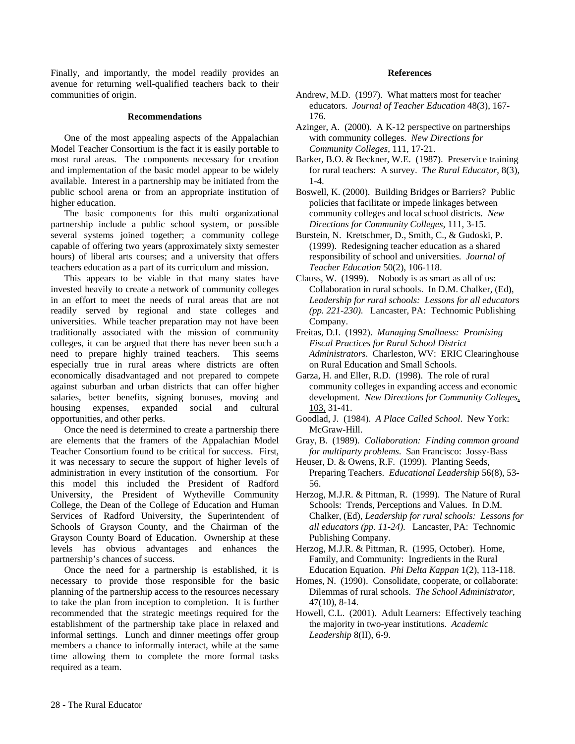Finally, and importantly, the model readily provides an avenue for returning well-qualified teachers back to their communities of origin.

## Recommendations

One of the most appealing aspects of the Appalachian Model Teacher Consortium is the fact it is easily portable to most rural areas. The components necessary for creation and implementation of the basic model appear to be widely available. Interest in a partnership may be initiated from the public school arena or from an appropriate institution of higher education.

The basic components for this multi organizational partnership include a public school system, or possible several systems joined together; a community college capable of offering two years (approximately sixty semester hours) of liberal arts courses; and a university that offers teachers education as a part of its curriculum and mission.

This appears to be viable in that many states have invested heavily to create a network of community colleges in an effort to meet the needs of rural areas that are not readily served by regional and state colleges and universities. While teacher preparation may not have been traditionally associated with the mission of community colleges, it can be argued that there has never been such a need to prepare highly trained teachers. This seems especially true in rural areas where districts are often economically disadvantaged and not prepared to compete against suburban and urban districts that can offer higher salaries, better benefits, signing bonuses, moving and housing expenses, expanded social and cultural opportunities, and other perks.

Once the need is determined to create a partnership there are elements that the framers of the Appalachian Model Teacher Consortium found to be critical for success. First, it was necessary to secure the support of higher levels of administration in every institution of the consortium. For this model this included the President of Radford University, the President of Wytheville Community College, the Dean of the College of Education and Human Services of Radford University, the Superintendent of Schools of Grayson County, and the Chairman of the Grayson County Board of Education. Ownership at these levels has obvious advantages and enhances the partnership's chances of success.

Once the need for a partnership is established, it is necessary to provide those responsible for the basic planning of the partnership access to the resources necessary to take the plan from inception to completion. It is further recommended that the strategic meetings required for the establishment of the partnership take place in relaxed and informal settings. Lunch and dinner meetings offer group members a chance to informally interact, while at the same time allowing them to complete the more formal tasks required as a team.

## References

Andrew, M.D. (1997). What matters most for teacher educators. *Journal of Teacher Education* 48(3), 167-176.

Azinger, A. (2000). A K-12 perspective on partnerships with community colleges. *New Directions for Community Colleges*, 111, 17-21.

Barker, B.O. & Beckner, W.E. (1987). Preservice training for rural teachers: A survey. *The Rural Educator*, 8(3), 1-4.

Boswell, K. (2000). Building Bridges or Barriers? Public policies that facilitate or impede linkages between community colleges and local school districts. *New Directions for Community Colleges*, 111, 3-15.

Burstein, N. Kretschmer, D., Smith, C., & Gudoski, P. (1999). Redesigning teacher education as a shared responsibility of school and universities. *Journal of Teacher Education* 50(2), 106-118.

Clauss, W. (1999). Nobody is as smart as all of us: Collaboration in rural schools. In D.M. Chalker, (Ed), *Leadership for rural schools: Lessons for all educators (pp. 221-230)*. Lancaster, PA: Technomic Publishing Company.

Freitas, D.I. (1992). *Managing Smallness: Promising Fiscal Practices for Rural School District Administrators*. Charleston, WV: ERIC Clearinghouse on Rural Education and Small Schools.

Garza, H. and Eller, R.D. (1998). The role of rural community colleges in expanding access and economic development. *New Directions for Community Colleges*, 103, 31-41.

Goodlad, J. (1984). *A Place Called School*. New York: McGraw-Hill.

Gray, B. (1989). *Collaboration: Finding common ground for multiparty problems*. San Francisco: Jossy-Bass

Heuser, D. & Owens, R.F. (1999). Planting Seeds, Preparing Teachers. *Educational Leadership* 56(8), 53-56.

Herzog, M.J.R. & Pittman, R. (1999). The Nature of Rural Schools: Trends, Perceptions and Values. In D.M. Chalker, (Ed), *Leadership for rural schools: Lessons for all educators (pp. 11-24)*. Lancaster, PA: Technomic Publishing Company.

Herzog, M.J.R. & Pittman, R. (1995, October). Home, Family, and Community: Ingredients in the Rural Education Equation. *Phi Delta Kappan* 1(2), 113-118.

Homes, N. (1990). Consolidate, cooperate, or collaborate: Dilemmas of rural schools. *The School Administrator*, 47(10), 8-14.

Howell, C.L. (2001). Adult Learners: Effectively teaching the majority in two-year institutions. *Academic Leadership* 8(II), 6-9.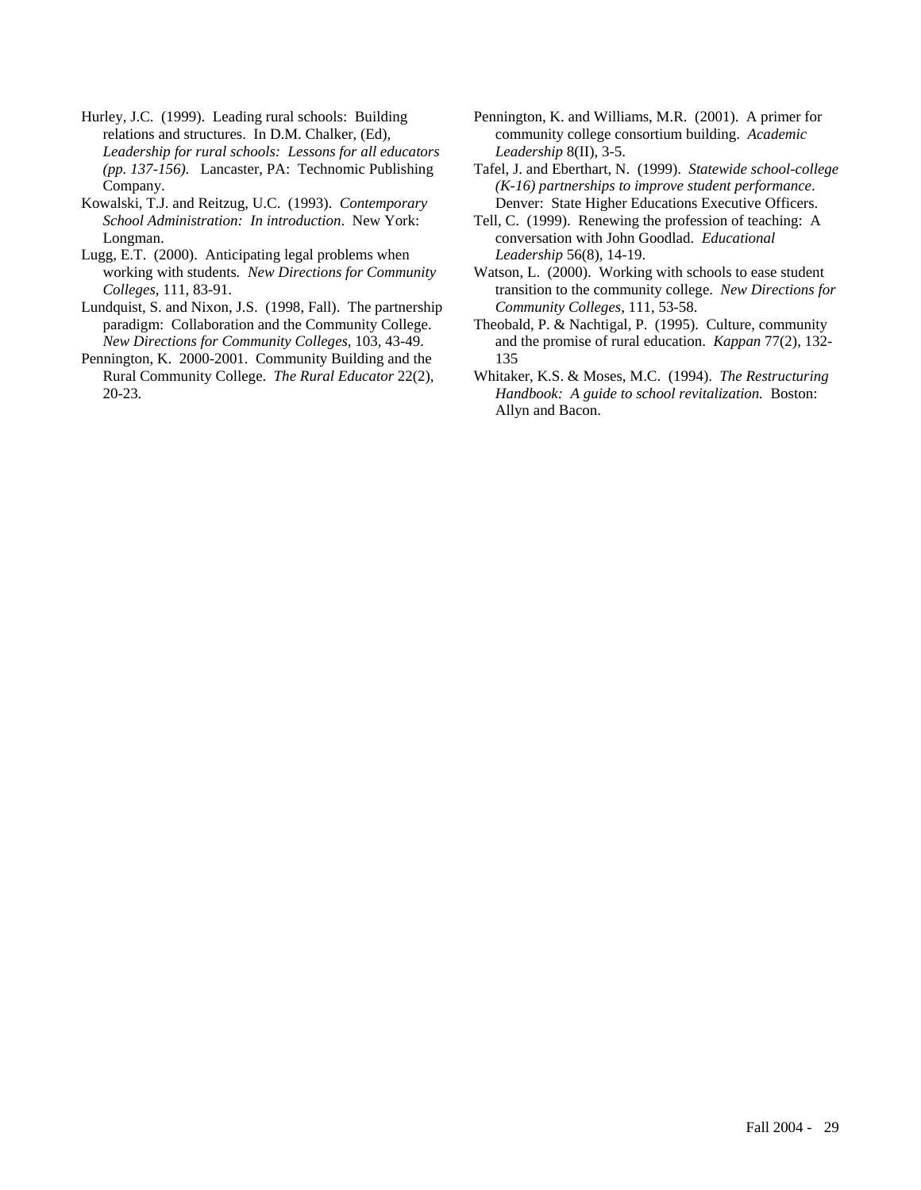Hurley, J.C. (1999). Leading rural schools: Building relations and structures. In D.M. Chalker, (Ed), *Leadership for rural schools: Lessons for all educators (pp. 137-156).* Lancaster, PA: Technomic Publishing Company.

Kowalski, T.J. and Reitzug, U.C. (1993). *Contemporary School Administration: In introduction*. New York: Longman.

Lugg, E.T. (2000). Anticipating legal problems when working with students*. New Directions for Community Colleges*, 111, 83-91.

Lundquist, S. and Nixon, J.S. (1998, Fall). The partnership paradigm: Collaboration and the Community College. *New Directions for Community Colleges*, 103, 43-49.

Pennington, K. 2000-2001. Community Building and the Rural Community College. *The Rural Educator* 22(2), 20-23.

Pennington, K. and Williams, M.R. (2001). A primer for community college consortium building. *Academic Leadership* 8(II), 3-5.

Tafel, J. and Eberthart, N. (1999). *Statewide school-college (K-16) partnerships to improve student performance*. Denver: State Higher Educations Executive Officers.

Tell, C. (1999). Renewing the profession of teaching: A conversation with John Goodlad. *Educational Leadership* 56(8), 14-19.

Watson, L. (2000). Working with schools to ease student transition to the community college. *New Directions for Community Colleges*, 111, 53-58.

Theobald, P. & Nachtigal, P. (1995). Culture, community and the promise of rural education. *Kappan* 77(2), 132-135

Whitaker, K.S. & Moses, M.C. (1994). *The Restructuring Handbook: A guide to school revitalization.* Boston: Allyn and Bacon.